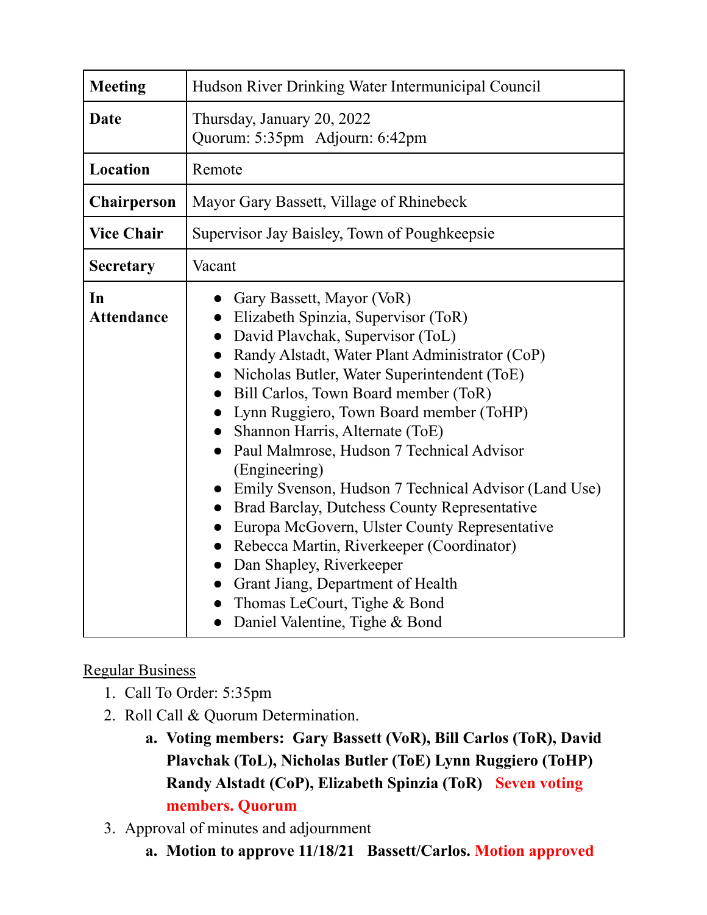| **Meeting** | Hudson River Drinking Water Intermunicipal Council |
|---|---|
| **Date** | Thursday, January 20, 2022<br>Quorum: 5:35pm   Adjourn: 6:42pm |
| **Location** | Remote |
| **Chairperson** | Mayor Gary Bassett, Village of Rhinebeck |
| **Vice Chair** | Supervisor Jay Baisley, Town of Poughkeepsie |
| **Secretary** | Vacant |
| **In Attendance** | • Gary Bassett, Mayor (VoR)<br>• Elizabeth Spinzia, Supervisor (ToR)<br>• David Plavchak, Supervisor (ToL)<br>• Randy Alstadt, Water Plant Administrator (CoP)<br>• Nicholas Butler, Water Superintendent (ToE)<br>• Bill Carlos, Town Board member (ToR)<br>• Lynn Ruggiero, Town Board member (ToHP)<br>• Shannon Harris, Alternate (ToE)<br>• Paul Malmrose, Hudson 7 Technical Advisor (Engineering)<br>• Emily Svenson, Hudson 7 Technical Advisor (Land Use)<br>• Brad Barclay, Dutchess County Representative<br>• Europa McGovern, Ulster County Representative<br>• Rebecca Martin, Riverkeeper (Coordinator)<br>• Dan Shapley, Riverkeeper<br>• Grant Jiang, Department of Health<br>• Thomas LeCourt, Tighe & Bond<br>• Daniel Valentine, Tighe & Bond |

<u>Regular Business</u>

1. Call To Order: 5:35pm
2. Roll Call & Quorum Determination.
    a. **Voting members: Gary Bassett (VoR), Bill Carlos (ToR), David Plavchak (ToL), Nicholas Butler (ToE) Lynn Ruggiero (ToHP) Randy Alstadt (CoP), Elizabeth Spinzia (ToR)   Seven voting members. Quorum**
3. Approval of minutes and adjournment
    a. **Motion to approve 11/18/21   Bassett/Carlos. Motion approved**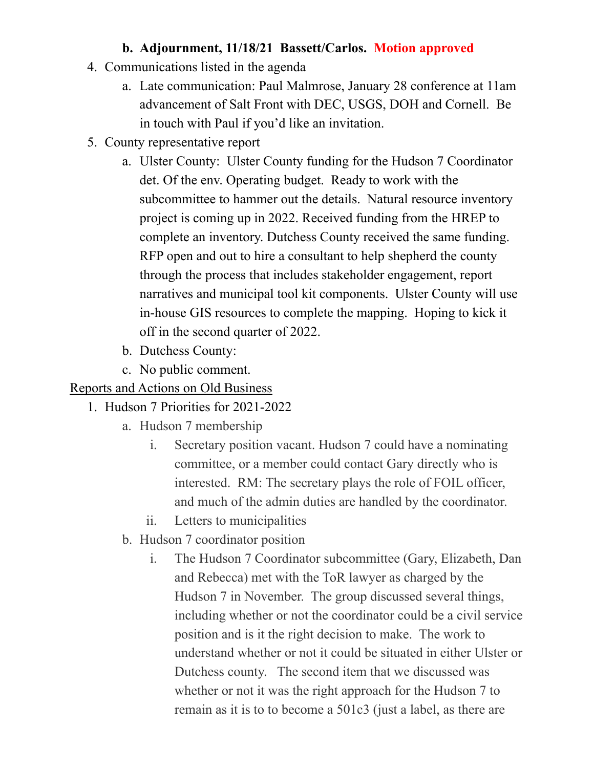b. **Adjournment, 11/18/21 Bassett/Carlos. Motion approved**

4. Communications listed in the agenda
   a. Late communication: Paul Malmrose, January 28 conference at 11am advancement of Salt Front with DEC, USGS, DOH and Cornell. Be in touch with Paul if you'd like an invitation.
5. County representative report
   a. Ulster County: Ulster County funding for the Hudson 7 Coordinator det. Of the env. Operating budget. Ready to work with the subcommittee to hammer out the details. Natural resource inventory project is coming up in 2022. Received funding from the HREP to complete an inventory. Dutchess County received the same funding. RFP open and out to hire a consultant to help shepherd the county through the process that includes stakeholder engagement, report narratives and municipal tool kit components. Ulster County will use in-house GIS resources to complete the mapping. Hoping to kick it off in the second quarter of 2022.
   b. Dutchess County:
   c. No public comment.

<u>Reports and Actions on Old Business</u>

1. Hudson 7 Priorities for 2021-2022
   a. Hudson 7 membership
      i. Secretary position vacant. Hudson 7 could have a nominating committee, or a member could contact Gary directly who is interested. RM: The secretary plays the role of FOIL officer, and much of the admin duties are handled by the coordinator.
      ii. Letters to municipalities
   b. Hudson 7 coordinator position
      i. The Hudson 7 Coordinator subcommittee (Gary, Elizabeth, Dan and Rebecca) met with the ToR lawyer as charged by the Hudson 7 in November. The group discussed several things, including whether or not the coordinator could be a civil service position and is it the right decision to make. The work to understand whether or not it could be situated in either Ulster or Dutchess county. The second item that we discussed was whether or not it was the right approach for the Hudson 7 to remain as it is to to become a 501c3 (just a label, as there are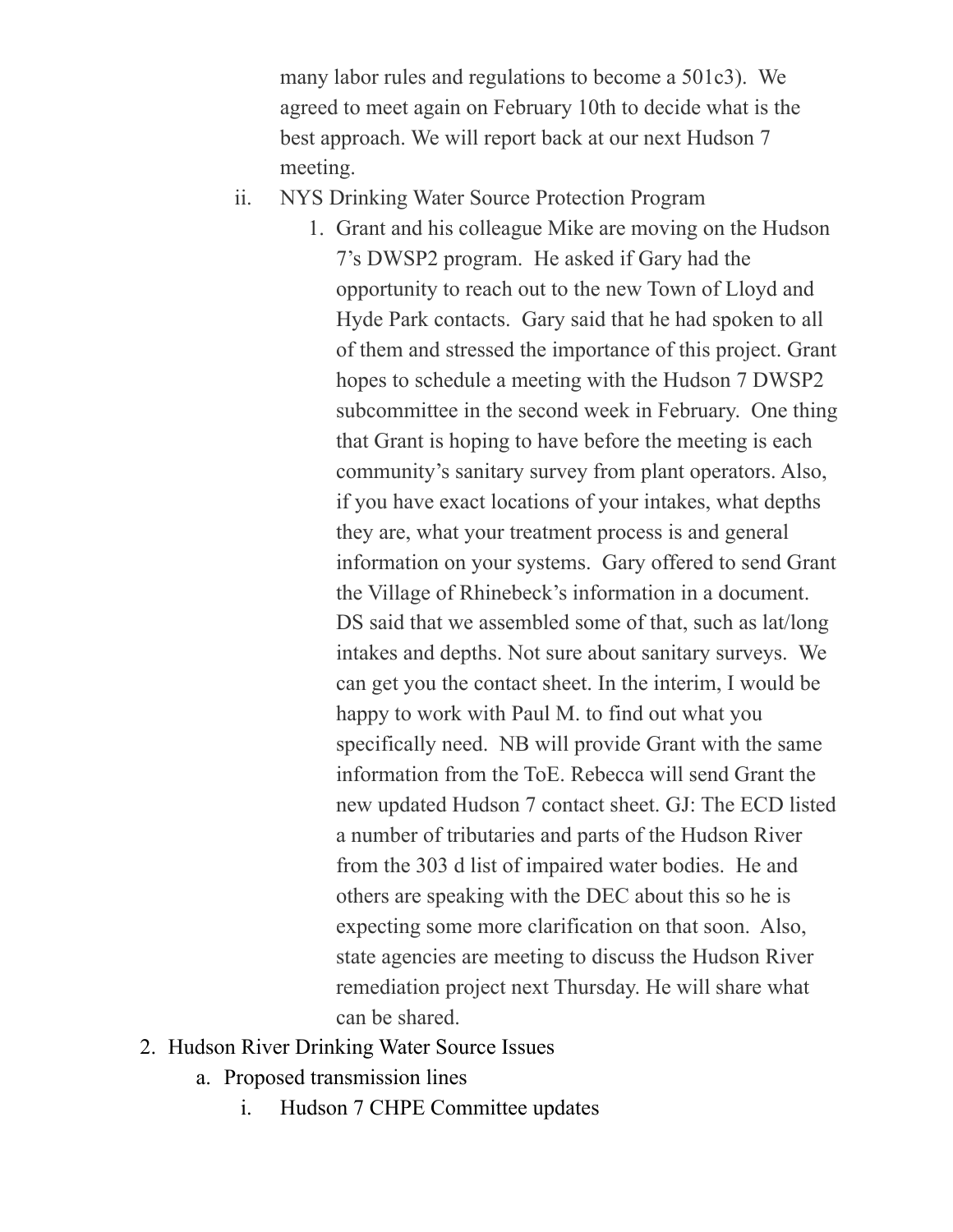many labor rules and regulations to become a 501c3). We agreed to meet again on February 10th to decide what is the best approach. We will report back at our next Hudson 7 meeting.

ii. NYS Drinking Water Source Protection Program

1. Grant and his colleague Mike are moving on the Hudson 7's DWSP2 program. He asked if Gary had the opportunity to reach out to the new Town of Lloyd and Hyde Park contacts. Gary said that he had spoken to all of them and stressed the importance of this project. Grant hopes to schedule a meeting with the Hudson 7 DWSP2 subcommittee in the second week in February. One thing that Grant is hoping to have before the meeting is each community's sanitary survey from plant operators. Also, if you have exact locations of your intakes, what depths they are, what your treatment process is and general information on your systems. Gary offered to send Grant the Village of Rhinebeck's information in a document. DS said that we assembled some of that, such as lat/long intakes and depths. Not sure about sanitary surveys. We can get you the contact sheet. In the interim, I would be happy to work with Paul M. to find out what you specifically need. NB will provide Grant with the same information from the ToE. Rebecca will send Grant the new updated Hudson 7 contact sheet. GJ: The ECD listed a number of tributaries and parts of the Hudson River from the 303 d list of impaired water bodies. He and others are speaking with the DEC about this so he is expecting some more clarification on that soon. Also, state agencies are meeting to discuss the Hudson River remediation project next Thursday. He will share what can be shared.

2. Hudson River Drinking Water Source Issues

a. Proposed transmission lines

i. Hudson 7 CHPE Committee updates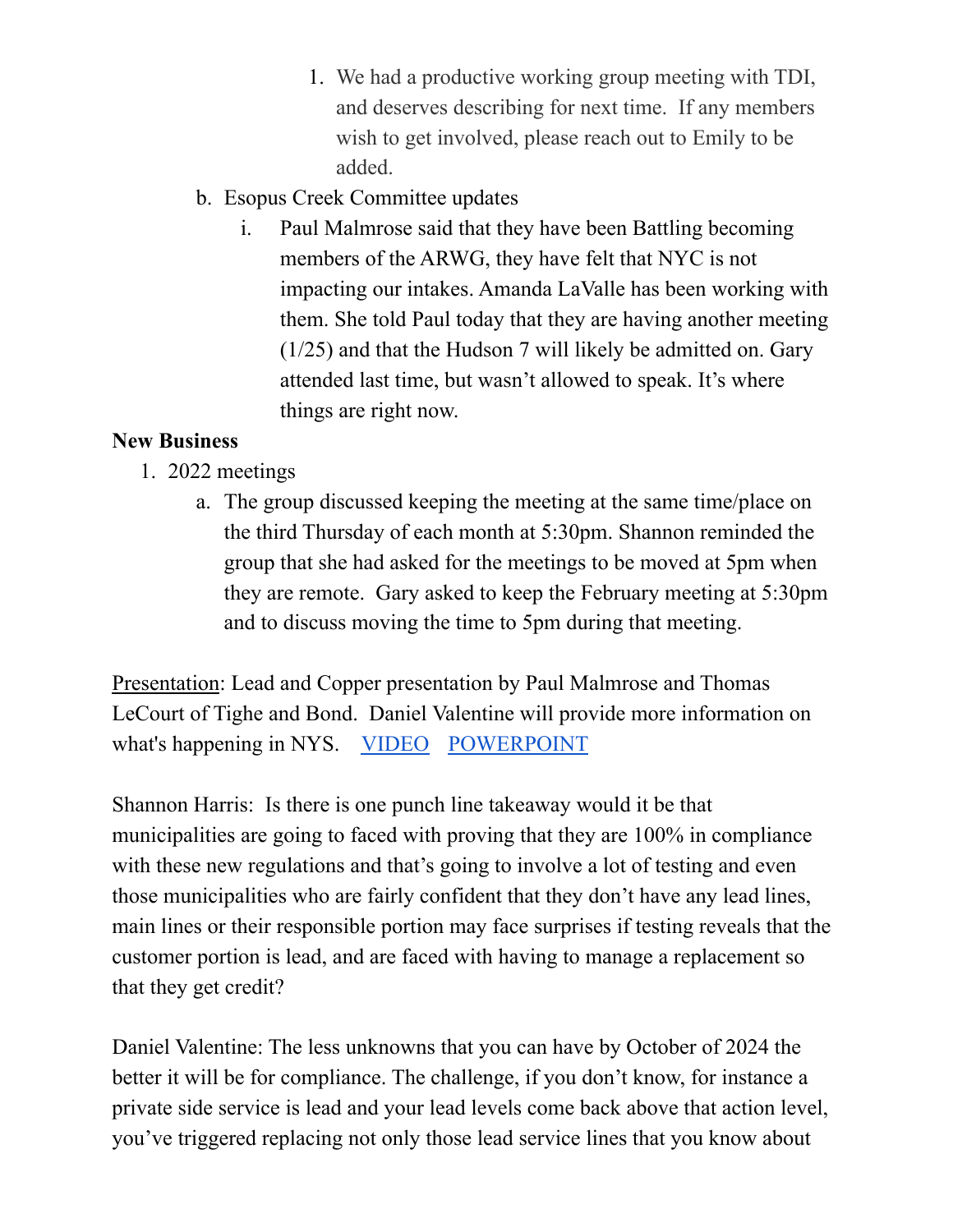1. We had a productive working group meeting with TDI, and deserves describing for next time. If any members wish to get involved, please reach out to Emily to be added.

b. Esopus Creek Committee updates

   i. Paul Malmrose said that they have been Battling becoming members of the ARWG, they have felt that NYC is not impacting our intakes. Amanda LaValle has been working with them. She told Paul today that they are having another meeting (1/25) and that the Hudson 7 will likely be admitted on. Gary attended last time, but wasn't allowed to speak. It's where things are right now.

**New Business**

1. 2022 meetings

   a. The group discussed keeping the meeting at the same time/place on the third Thursday of each month at 5:30pm. Shannon reminded the group that she had asked for the meetings to be moved at 5pm when they are remote. Gary asked to keep the February meeting at 5:30pm and to discuss moving the time to 5pm during that meeting.

<u>Presentation</u>: Lead and Copper presentation by Paul Malmrose and Thomas LeCourt of Tighe and Bond. Daniel Valentine will provide more information on what's happening in NYS. [VIDEO] [POWERPOINT]

Shannon Harris: Is there is one punch line takeaway would it be that municipalities are going to faced with proving that they are 100% in compliance with these new regulations and that's going to involve a lot of testing and even those municipalities who are fairly confident that they don't have any lead lines, main lines or their responsible portion may face surprises if testing reveals that the customer portion is lead, and are faced with having to manage a replacement so that they get credit?

Daniel Valentine: The less unknowns that you can have by October of 2024 the better it will be for compliance. The challenge, if you don't know, for instance a private side service is lead and your lead levels come back above that action level, you've triggered replacing not only those lead service lines that you know about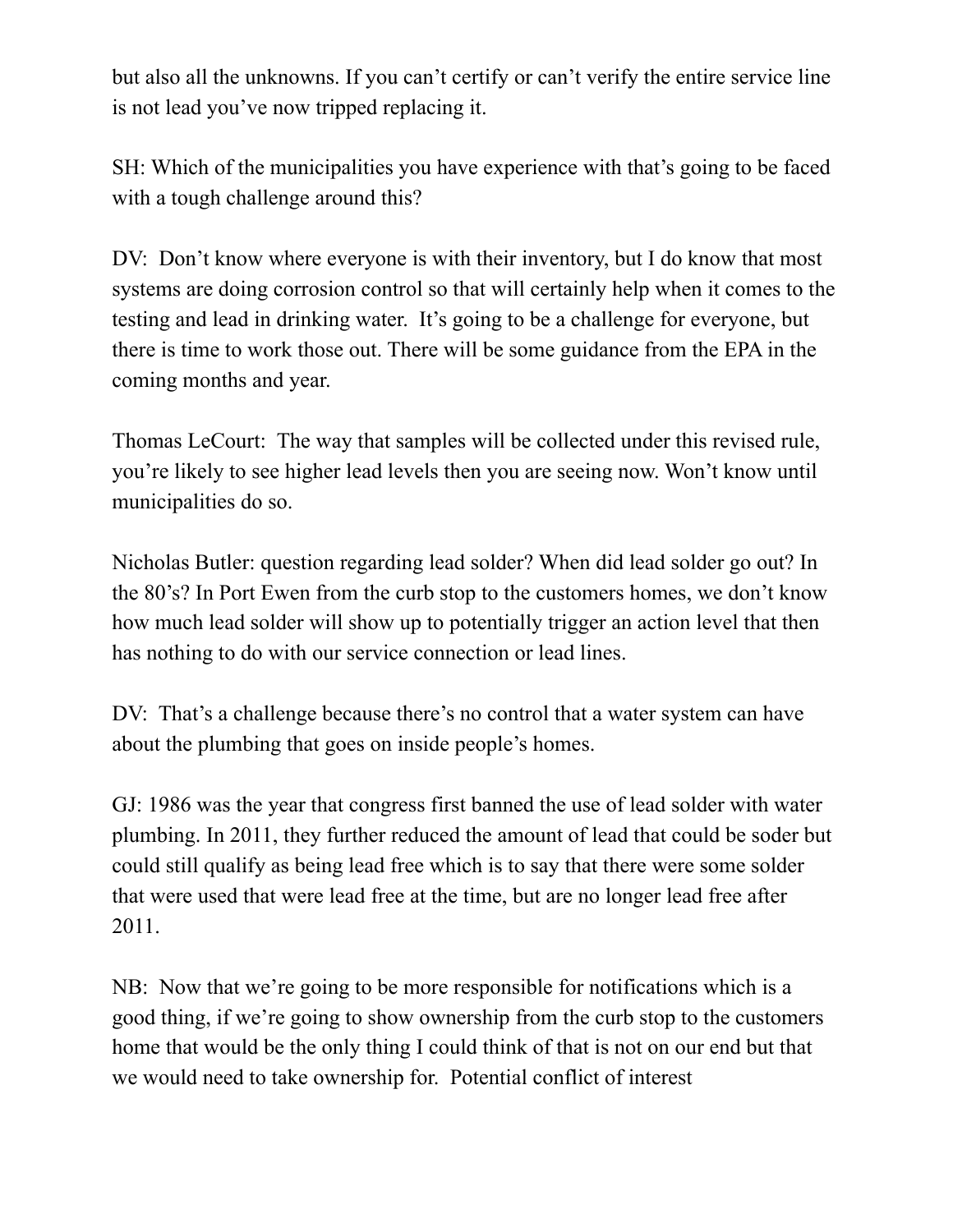but also all the unknowns. If you can't certify or can't verify the entire service line is not lead you've now tripped replacing it.

SH: Which of the municipalities you have experience with that's going to be faced with a tough challenge around this?

DV: Don't know where everyone is with their inventory, but I do know that most systems are doing corrosion control so that will certainly help when it comes to the testing and lead in drinking water. It's going to be a challenge for everyone, but there is time to work those out. There will be some guidance from the EPA in the coming months and year.

Thomas LeCourt: The way that samples will be collected under this revised rule, you're likely to see higher lead levels then you are seeing now. Won't know until municipalities do so.

Nicholas Butler: question regarding lead solder? When did lead solder go out? In the 80's? In Port Ewen from the curb stop to the customers homes, we don't know how much lead solder will show up to potentially trigger an action level that then has nothing to do with our service connection or lead lines.

DV: That's a challenge because there's no control that a water system can have about the plumbing that goes on inside people's homes.

GJ: 1986 was the year that congress first banned the use of lead solder with water plumbing. In 2011, they further reduced the amount of lead that could be soder but could still qualify as being lead free which is to say that there were some solder that were used that were lead free at the time, but are no longer lead free after 2011.

NB: Now that we're going to be more responsible for notifications which is a good thing, if we're going to show ownership from the curb stop to the customers home that would be the only thing I could think of that is not on our end but that we would need to take ownership for. Potential conflict of interest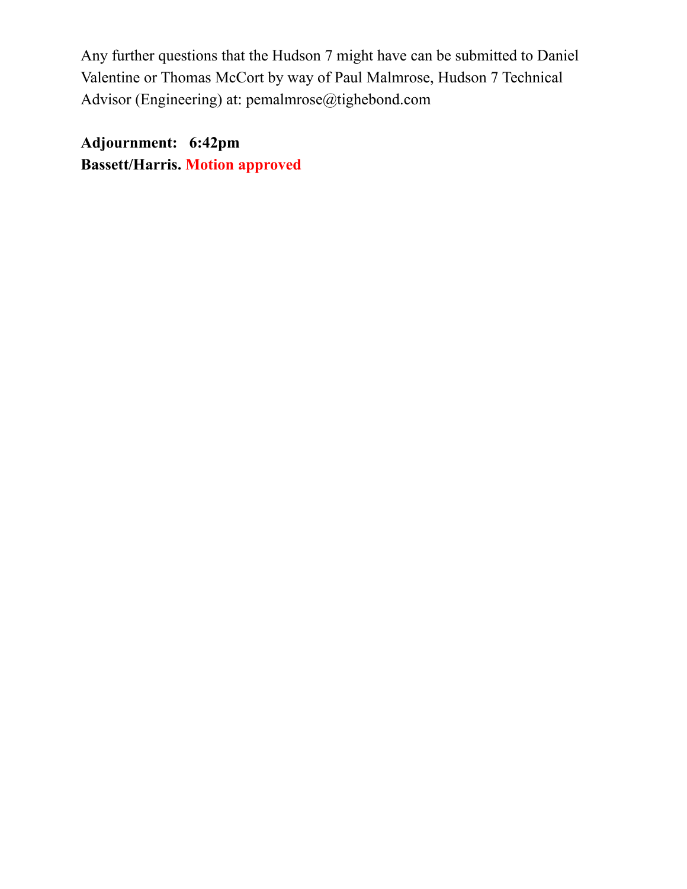Any further questions that the Hudson 7 might have can be submitted to Daniel Valentine or Thomas McCort by way of Paul Malmrose, Hudson 7 Technical Advisor (Engineering) at: pemalmrose@tighebond.com

**Adjournment: 6:42pm**
**Bassett/Harris. Motion approved**